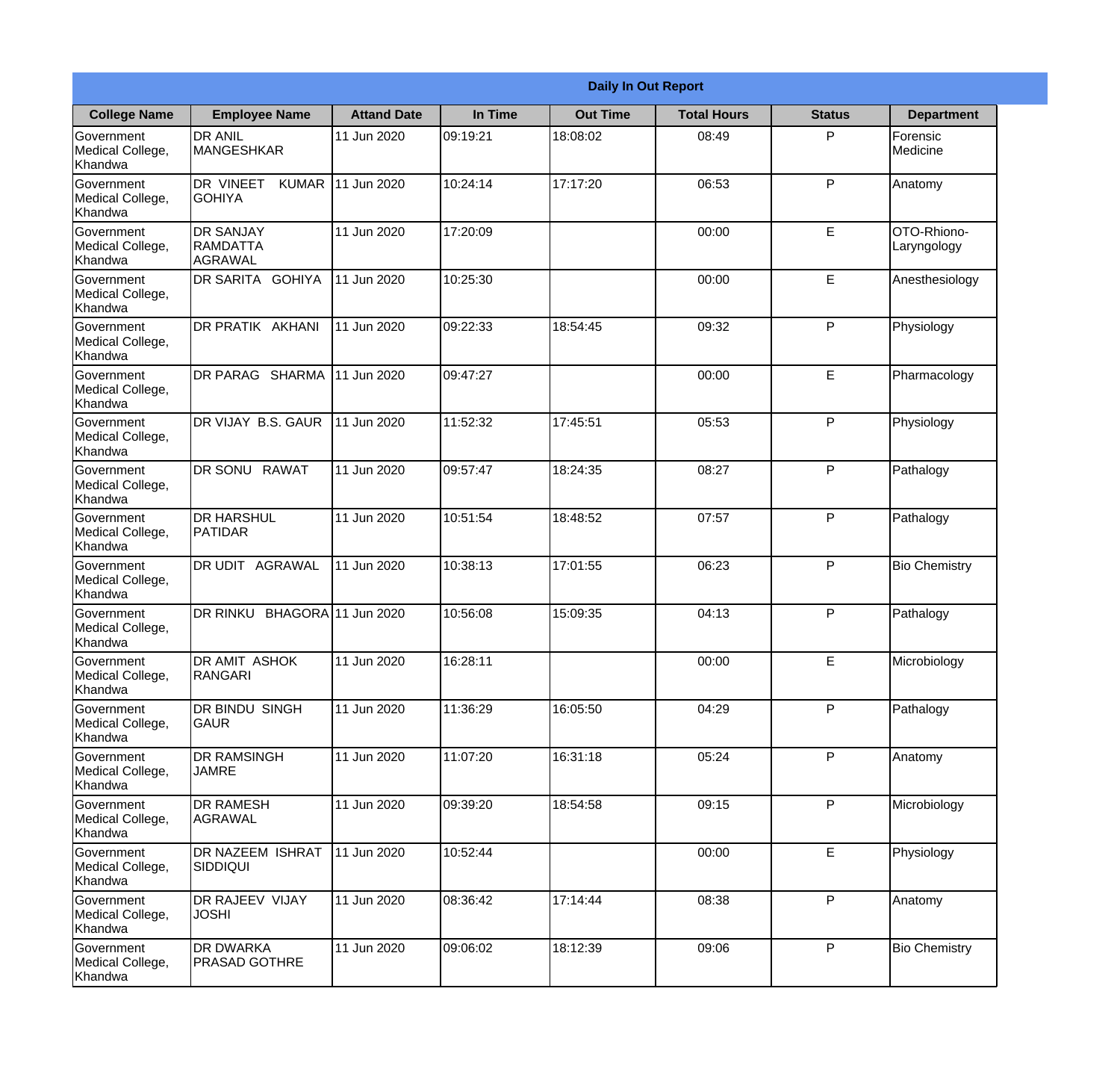| Daily In Out Report | | | | | | | |
|---|---|---|---|---|---|---|---|
| **College Name** | **Employee Name** | **Attand Date** | **In Time** | **Out Time** | **Total Hours** | **Status** | **Department** |
| Government Medical College, Khandwa | DR ANIL MANGESHKAR | 11 Jun 2020 | 09:19:21 | 18:08:02 | 08:49 | P | Forensic Medicine |
| Government Medical College, Khandwa | DR VINEET KUMAR GOHIYA | 11 Jun 2020 | 10:24:14 | 17:17:20 | 06:53 | P | Anatomy |
| Government Medical College, Khandwa | DR SANJAY RAMDATTA AGRAWAL | 11 Jun 2020 | 17:20:09 | | 00:00 | E | OTO-Rhiono-Laryngology |
| Government Medical College, Khandwa | DR SARITA GOHIYA | 11 Jun 2020 | 10:25:30 | | 00:00 | E | Anesthesiology |
| Government Medical College, Khandwa | DR PRATIK AKHANI | 11 Jun 2020 | 09:22:33 | 18:54:45 | 09:32 | P | Physiology |
| Government Medical College, Khandwa | DR PARAG SHARMA | 11 Jun 2020 | 09:47:27 | | 00:00 | E | Pharmacology |
| Government Medical College, Khandwa | DR VIJAY B.S. GAUR | 11 Jun 2020 | 11:52:32 | 17:45:51 | 05:53 | P | Physiology |
| Government Medical College, Khandwa | DR SONU RAWAT | 11 Jun 2020 | 09:57:47 | 18:24:35 | 08:27 | P | Pathalogy |
| Government Medical College, Khandwa | DR HARSHUL PATIDAR | 11 Jun 2020 | 10:51:54 | 18:48:52 | 07:57 | P | Pathalogy |
| Government Medical College, Khandwa | DR UDIT AGRAWAL | 11 Jun 2020 | 10:38:13 | 17:01:55 | 06:23 | P | Bio Chemistry |
| Government Medical College, Khandwa | DR RINKU BHAGORA | 11 Jun 2020 | 10:56:08 | 15:09:35 | 04:13 | P | Pathalogy |
| Government Medical College, Khandwa | DR AMIT ASHOK RANGARI | 11 Jun 2020 | 16:28:11 | | 00:00 | E | Microbiology |
| Government Medical College, Khandwa | DR BINDU SINGH GAUR | 11 Jun 2020 | 11:36:29 | 16:05:50 | 04:29 | P | Pathalogy |
| Government Medical College, Khandwa | DR RAMSINGH JAMRE | 11 Jun 2020 | 11:07:20 | 16:31:18 | 05:24 | P | Anatomy |
| Government Medical College, Khandwa | DR RAMESH AGRAWAL | 11 Jun 2020 | 09:39:20 | 18:54:58 | 09:15 | P | Microbiology |
| Government Medical College, Khandwa | DR NAZEEM ISHRAT SIDDIQUI | 11 Jun 2020 | 10:52:44 | | 00:00 | E | Physiology |
| Government Medical College, Khandwa | DR RAJEEV VIJAY JOSHI | 11 Jun 2020 | 08:36:42 | 17:14:44 | 08:38 | P | Anatomy |
| Government Medical College, Khandwa | DR DWARKA PRASAD GOTHRE | 11 Jun 2020 | 09:06:02 | 18:12:39 | 09:06 | P | Bio Chemistry |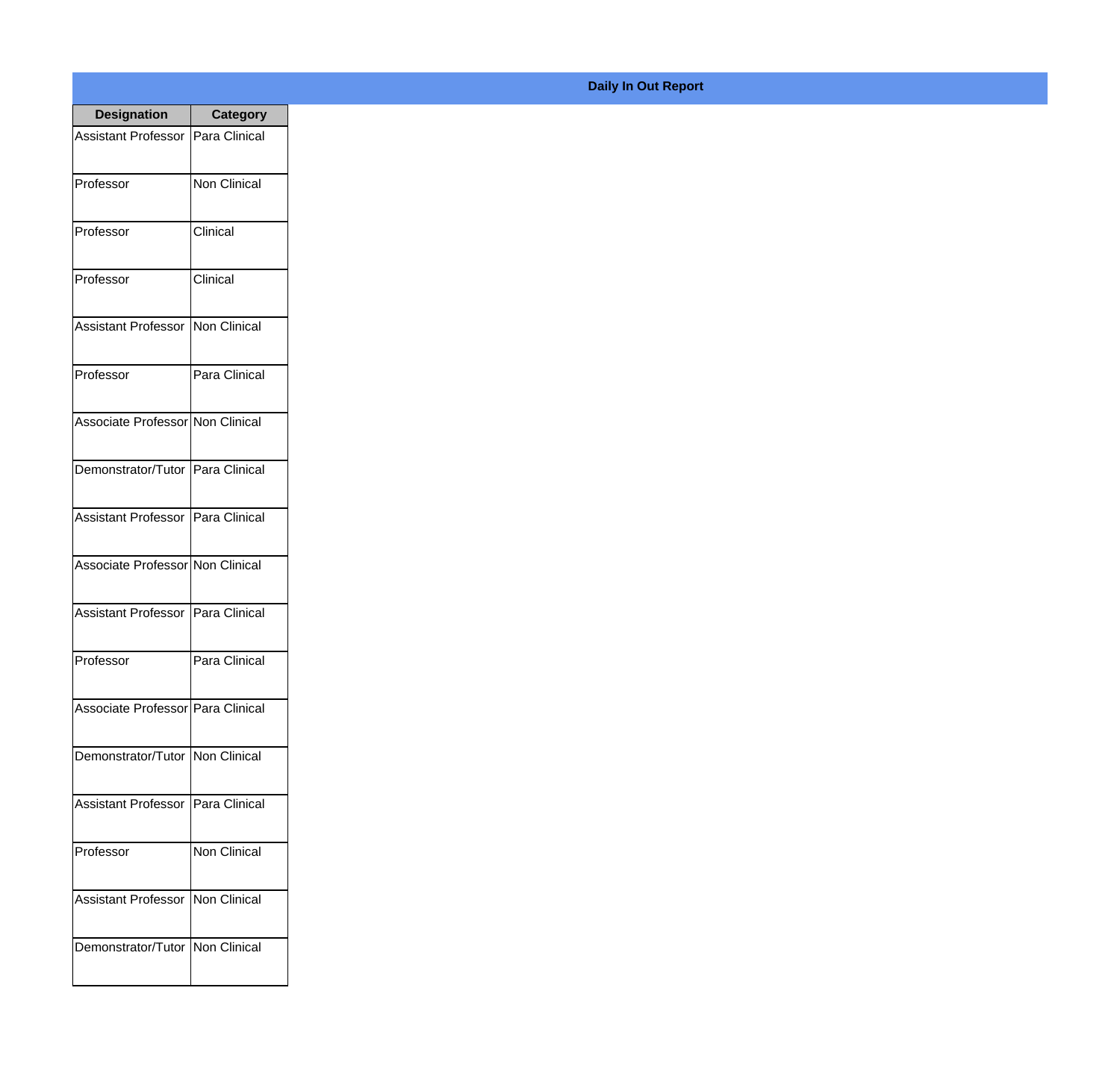**Daily In Out Report**

| Designation | Category |
|---|---|
| Assistant Professor | Para Clinical |
| Professor | Non Clinical |
| Professor | Clinical |
| Professor | Clinical |
| Assistant Professor | Non Clinical |
| Professor | Para Clinical |
| Associate Professor | Non Clinical |
| Demonstrator/Tutor | Para Clinical |
| Assistant Professor | Para Clinical |
| Associate Professor | Non Clinical |
| Assistant Professor | Para Clinical |
| Professor | Para Clinical |
| Associate Professor | Para Clinical |
| Demonstrator/Tutor | Non Clinical |
| Assistant Professor | Para Clinical |
| Professor | Non Clinical |
| Assistant Professor | Non Clinical |
| Demonstrator/Tutor | Non Clinical |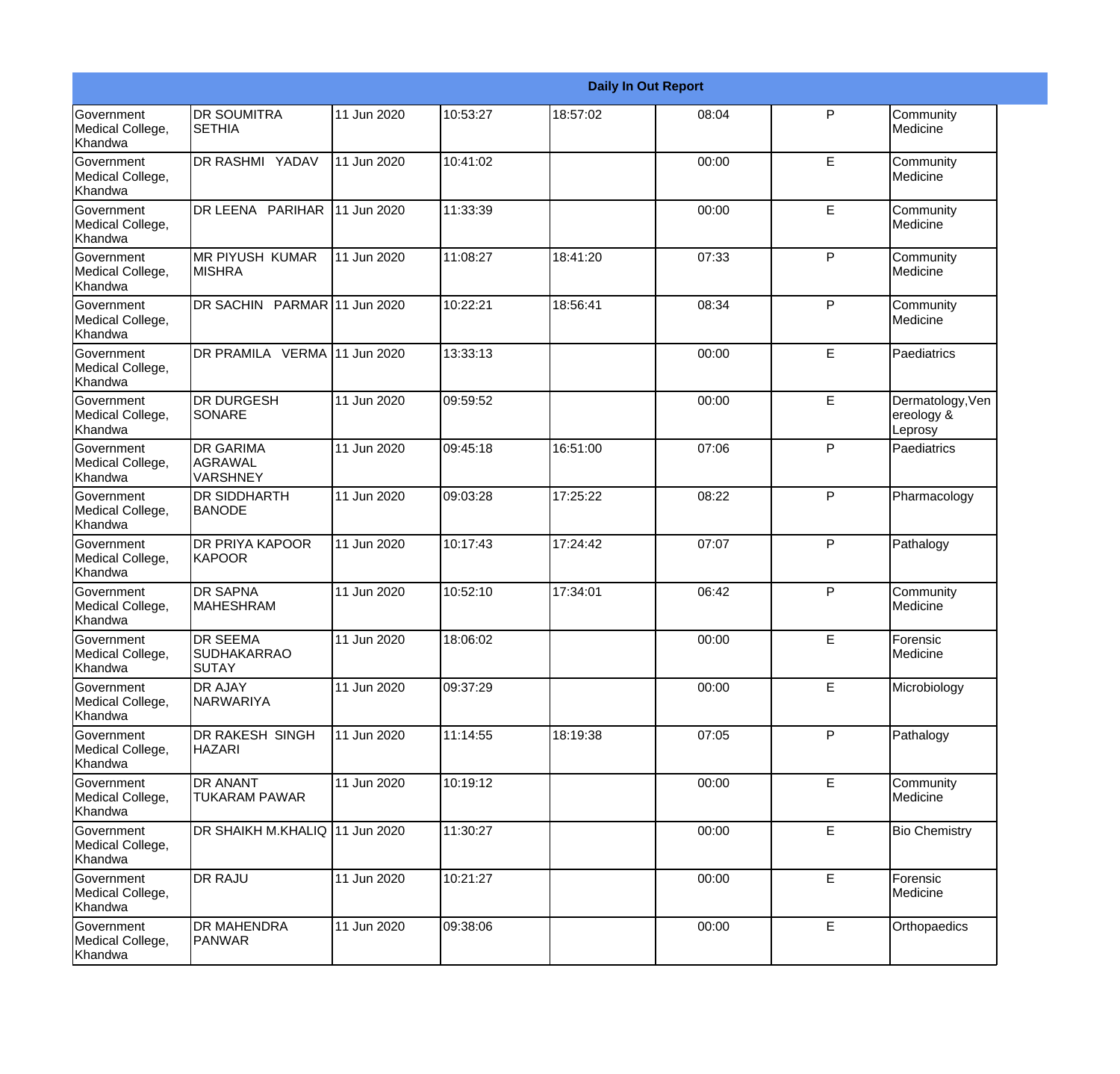| Daily In Out Report | | | | | | | |
|---|---|---|---|---|---|---|---|
| Government Medical College, Khandwa | DR SOUMITRA SETHIA | 11 Jun 2020 | 10:53:27 | 18:57:02 | 08:04 | P | Community Medicine |
| Government Medical College, Khandwa | DR RASHMI YADAV | 11 Jun 2020 | 10:41:02 | | 00:00 | E | Community Medicine |
| Government Medical College, Khandwa | DR LEENA PARIHAR | 11 Jun 2020 | 11:33:39 | | 00:00 | E | Community Medicine |
| Government Medical College, Khandwa | MR PIYUSH KUMAR MISHRA | 11 Jun 2020 | 11:08:27 | 18:41:20 | 07:33 | P | Community Medicine |
| Government Medical College, Khandwa | DR SACHIN PARMAR | 11 Jun 2020 | 10:22:21 | 18:56:41 | 08:34 | P | Community Medicine |
| Government Medical College, Khandwa | DR PRAMILA VERMA | 11 Jun 2020 | 13:33:13 | | 00:00 | E | Paediatrics |
| Government Medical College, Khandwa | DR DURGESH SONARE | 11 Jun 2020 | 09:59:52 | | 00:00 | E | Dermatology,Venereology & Leprosy |
| Government Medical College, Khandwa | DR GARIMA AGRAWAL VARSHNEY | 11 Jun 2020 | 09:45:18 | 16:51:00 | 07:06 | P | Paediatrics |
| Government Medical College, Khandwa | DR SIDDHARTH BANODE | 11 Jun 2020 | 09:03:28 | 17:25:22 | 08:22 | P | Pharmacology |
| Government Medical College, Khandwa | DR PRIYA KAPOOR KAPOOR | 11 Jun 2020 | 10:17:43 | 17:24:42 | 07:07 | P | Pathalogy |
| Government Medical College, Khandwa | DR SAPNA MAHESHRAM | 11 Jun 2020 | 10:52:10 | 17:34:01 | 06:42 | P | Community Medicine |
| Government Medical College, Khandwa | DR SEEMA SUDHAKARRAO SUTAY | 11 Jun 2020 | 18:06:02 | | 00:00 | E | Forensic Medicine |
| Government Medical College, Khandwa | DR AJAY NARWARIYA | 11 Jun 2020 | 09:37:29 | | 00:00 | E | Microbiology |
| Government Medical College, Khandwa | DR RAKESH SINGH HAZARI | 11 Jun 2020 | 11:14:55 | 18:19:38 | 07:05 | P | Pathalogy |
| Government Medical College, Khandwa | DR ANANT TUKARAM PAWAR | 11 Jun 2020 | 10:19:12 | | 00:00 | E | Community Medicine |
| Government Medical College, Khandwa | DR SHAIKH M.KHALIQ | 11 Jun 2020 | 11:30:27 | | 00:00 | E | Bio Chemistry |
| Government Medical College, Khandwa | DR RAJU | 11 Jun 2020 | 10:21:27 | | 00:00 | E | Forensic Medicine |
| Government Medical College, Khandwa | DR MAHENDRA PANWAR | 11 Jun 2020 | 09:38:06 | | 00:00 | E | Orthopaedics |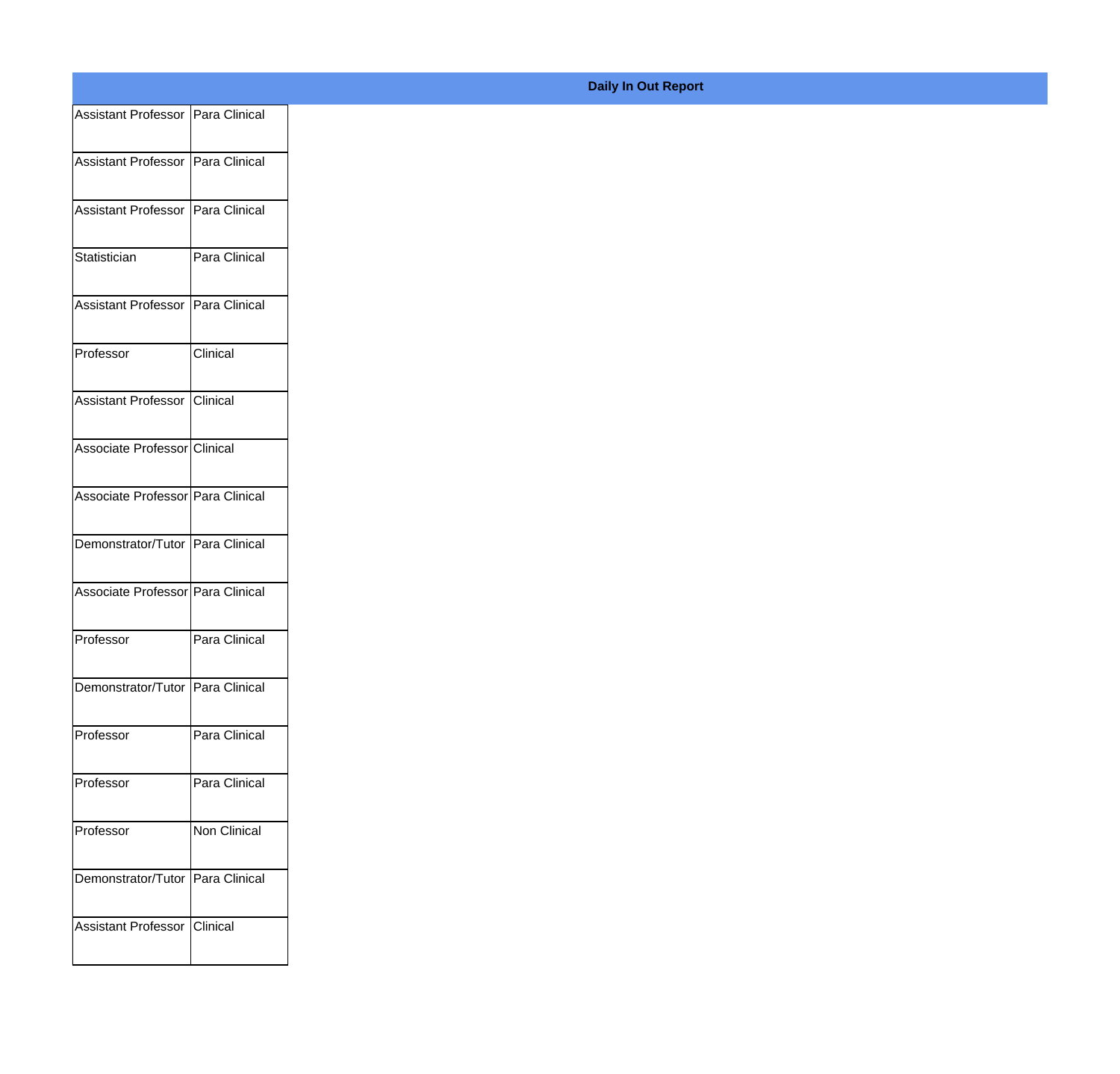**Daily In Out Report**

| | |
|---|---|
| Assistant Professor | Para Clinical |
| Assistant Professor | Para Clinical |
| Assistant Professor | Para Clinical |
| Statistician | Para Clinical |
| Assistant Professor | Para Clinical |
| Professor | Clinical |
| Assistant Professor | Clinical |
| Associate Professor | Clinical |
| Associate Professor | Para Clinical |
| Demonstrator/Tutor | Para Clinical |
| Associate Professor | Para Clinical |
| Professor | Para Clinical |
| Demonstrator/Tutor | Para Clinical |
| Professor | Para Clinical |
| Professor | Para Clinical |
| Professor | Non Clinical |
| Demonstrator/Tutor | Para Clinical |
| Assistant Professor | Clinical |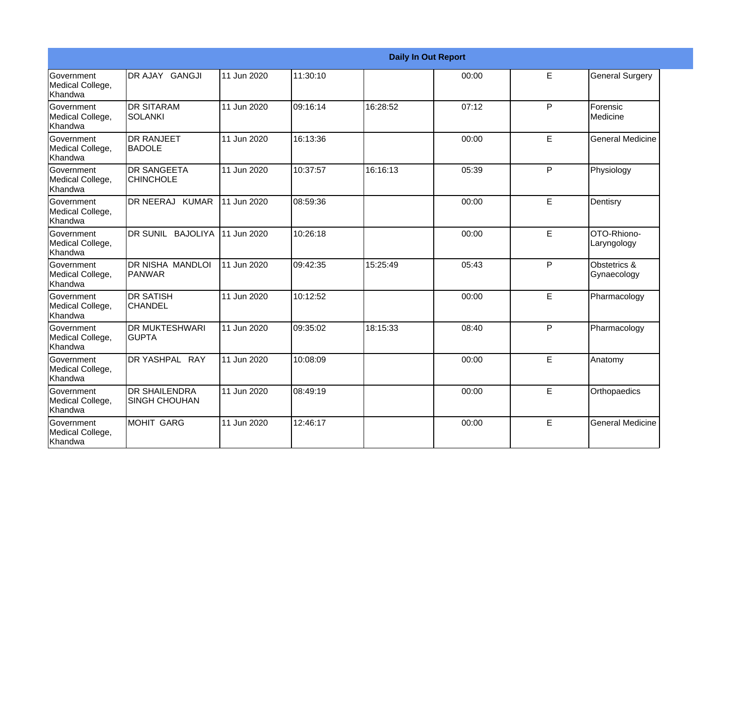**Daily In Out Report**

| | | | | | | | |
|---|---|---|---|---|---|---|---|
| Government Medical College, Khandwa | DR AJAY GANGJI | 11 Jun 2020 | 11:30:10 | | 00:00 | E | General Surgery |
| Government Medical College, Khandwa | DR SITARAM SOLANKI | 11 Jun 2020 | 09:16:14 | 16:28:52 | 07:12 | P | Forensic Medicine |
| Government Medical College, Khandwa | DR RANJEET BADOLE | 11 Jun 2020 | 16:13:36 | | 00:00 | E | General Medicine |
| Government Medical College, Khandwa | DR SANGEETA CHINCHOLE | 11 Jun 2020 | 10:37:57 | 16:16:13 | 05:39 | P | Physiology |
| Government Medical College, Khandwa | DR NEERAJ KUMAR | 11 Jun 2020 | 08:59:36 | | 00:00 | E | Dentisry |
| Government Medical College, Khandwa | DR SUNIL BAJOLIYA | 11 Jun 2020 | 10:26:18 | | 00:00 | E | OTO-Rhiono-Laryngology |
| Government Medical College, Khandwa | DR NISHA MANDLOI PANWAR | 11 Jun 2020 | 09:42:35 | 15:25:49 | 05:43 | P | Obstetrics & Gynaecology |
| Government Medical College, Khandwa | DR SATISH CHANDEL | 11 Jun 2020 | 10:12:52 | | 00:00 | E | Pharmacology |
| Government Medical College, Khandwa | DR MUKTESHWARI GUPTA | 11 Jun 2020 | 09:35:02 | 18:15:33 | 08:40 | P | Pharmacology |
| Government Medical College, Khandwa | DR YASHPAL RAY | 11 Jun 2020 | 10:08:09 | | 00:00 | E | Anatomy |
| Government Medical College, Khandwa | DR SHAILENDRA SINGH CHOUHAN | 11 Jun 2020 | 08:49:19 | | 00:00 | E | Orthopaedics |
| Government Medical College, Khandwa | MOHIT GARG | 11 Jun 2020 | 12:46:17 | | 00:00 | E | General Medicine |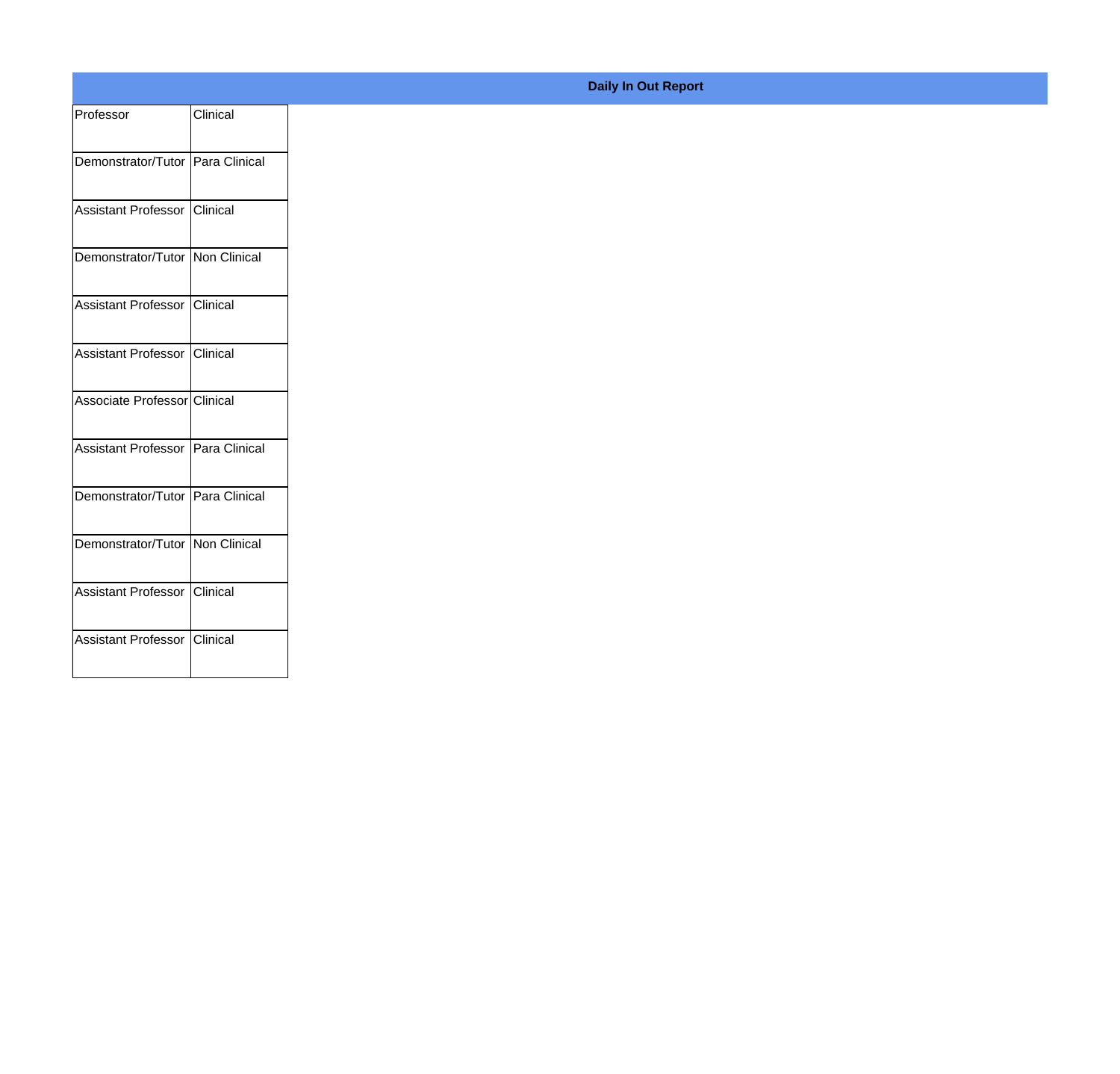**Daily In Out Report**

| | |
|---|---|
| Professor | Clinical |
| Demonstrator/Tutor | Para Clinical |
| Assistant Professor | Clinical |
| Demonstrator/Tutor | Non Clinical |
| Assistant Professor | Clinical |
| Assistant Professor | Clinical |
| Associate Professor | Clinical |
| Assistant Professor | Para Clinical |
| Demonstrator/Tutor | Para Clinical |
| Demonstrator/Tutor | Non Clinical |
| Assistant Professor | Clinical |
| Assistant Professor | Clinical |